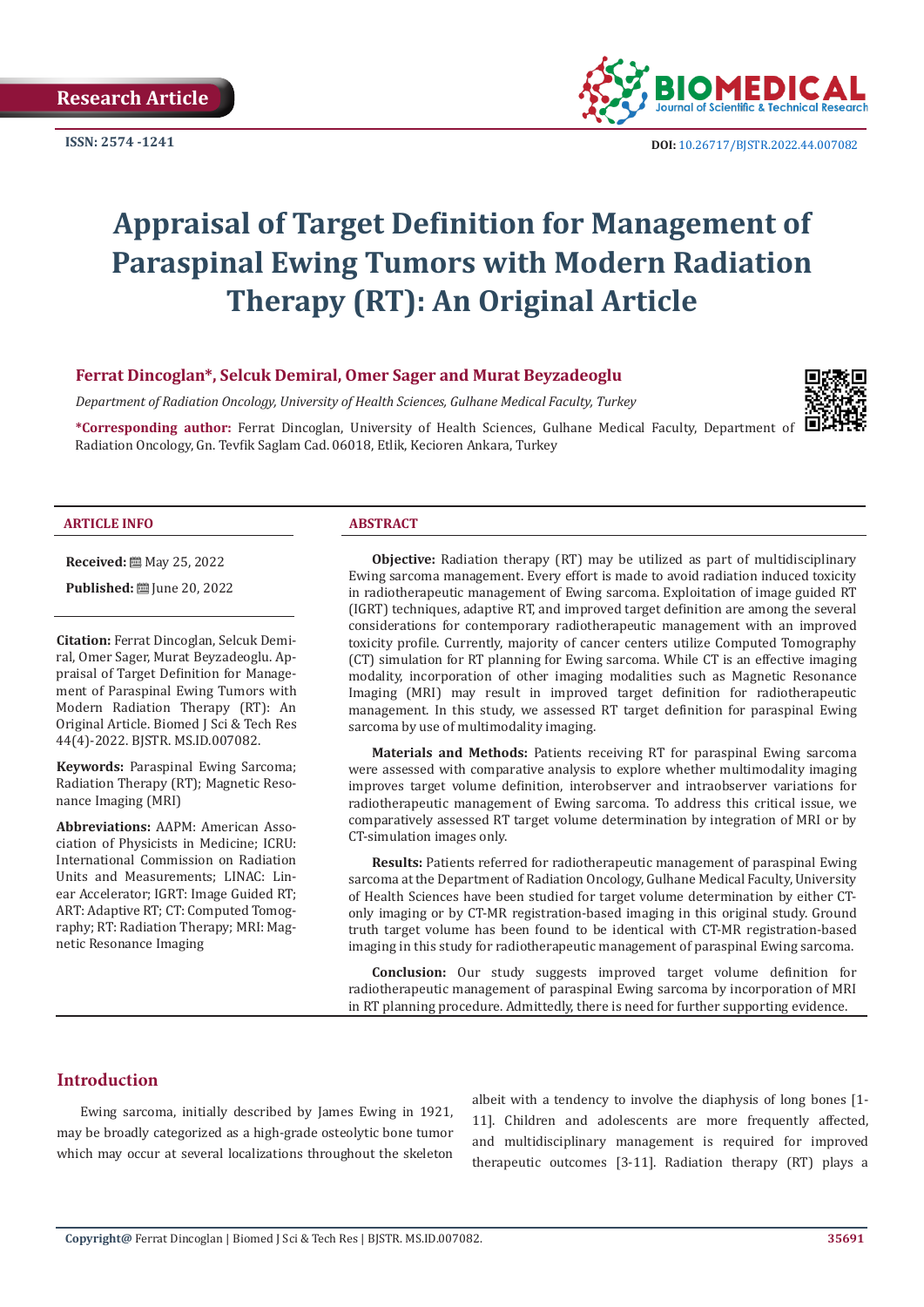Research Article

ISSN: 2574 -1241

DOI: 10.26717/BJSTR.2022.44.007082

# Appraisal of Target Definition for Management of Paraspinal Ewing Tumors with Modern Radiation Therapy (RT): An Original Article

**Ferrat Dincoglan*, Selcuk Demiral, Omer Sager and Murat Beyzadeoglu**

*Department of Radiation Oncology, University of Health Sciences, Gulhane Medical Faculty, Turkey*

**\*Corresponding author:** Ferrat Dincoglan, University of Health Sciences, Gulhane Medical Faculty, Department of Radiation Oncology, Gn. Tevfik Saglam Cad. 06018, Etlik, Kecioren Ankara, Turkey

### ARTICLE INFO

**Received:** May 25, 2022

**Published:** June 20, 2022

**Citation:** Ferrat Dincoglan, Selcuk Demiral, Omer Sager, Murat Beyzadeoglu. Appraisal of Target Definition for Management of Paraspinal Ewing Tumors with Modern Radiation Therapy (RT): An Original Article. Biomed J Sci & Tech Res 44(4)-2022. BJSTR. MS.ID.007082.

**Keywords:** Paraspinal Ewing Sarcoma; Radiation Therapy (RT); Magnetic Resonance Imaging (MRI)

**Abbreviations:** AAPM: American Association of Physicists in Medicine; ICRU: International Commission on Radiation Units and Measurements; LINAC: Linear Accelerator; IGRT: Image Guided RT; ART: Adaptive RT; CT: Computed Tomography; RT: Radiation Therapy; MRI: Magnetic Resonance Imaging

### ABSTRACT

**Objective:** Radiation therapy (RT) may be utilized as part of multidisciplinary Ewing sarcoma management. Every effort is made to avoid radiation induced toxicity in radiotherapeutic management of Ewing sarcoma. Exploitation of image guided RT (IGRT) techniques, adaptive RT, and improved target definition are among the several considerations for contemporary radiotherapeutic management with an improved toxicity profile. Currently, majority of cancer centers utilize Computed Tomography (CT) simulation for RT planning for Ewing sarcoma. While CT is an effective imaging modality, incorporation of other imaging modalities such as Magnetic Resonance Imaging (MRI) may result in improved target definition for radiotherapeutic management. In this study, we assessed RT target definition for paraspinal Ewing sarcoma by use of multimodality imaging.

**Materials and Methods:** Patients receiving RT for paraspinal Ewing sarcoma were assessed with comparative analysis to explore whether multimodality imaging improves target volume definition, interobserver and intraobserver variations for radiotherapeutic management of Ewing sarcoma. To address this critical issue, we comparatively assessed RT target volume determination by integration of MRI or by CT-simulation images only.

**Results:** Patients referred for radiotherapeutic management of paraspinal Ewing sarcoma at the Department of Radiation Oncology, Gulhane Medical Faculty, University of Health Sciences have been studied for target volume determination by either CT-only imaging or by CT-MR registration-based imaging in this original study. Ground truth target volume has been found to be identical with CT-MR registration-based imaging in this study for radiotherapeutic management of paraspinal Ewing sarcoma.

**Conclusion:** Our study suggests improved target volume definition for radiotherapeutic management of paraspinal Ewing sarcoma by incorporation of MRI in RT planning procedure. Admittedly, there is need for further supporting evidence.

## Introduction

Ewing sarcoma, initially described by James Ewing in 1921, may be broadly categorized as a high-grade osteolytic bone tumor which may occur at several localizations throughout the skeleton albeit with a tendency to involve the diaphysis of long bones [1-11]. Children and adolescents are more frequently affected, and multidisciplinary management is required for improved therapeutic outcomes [3-11]. Radiation therapy (RT) plays a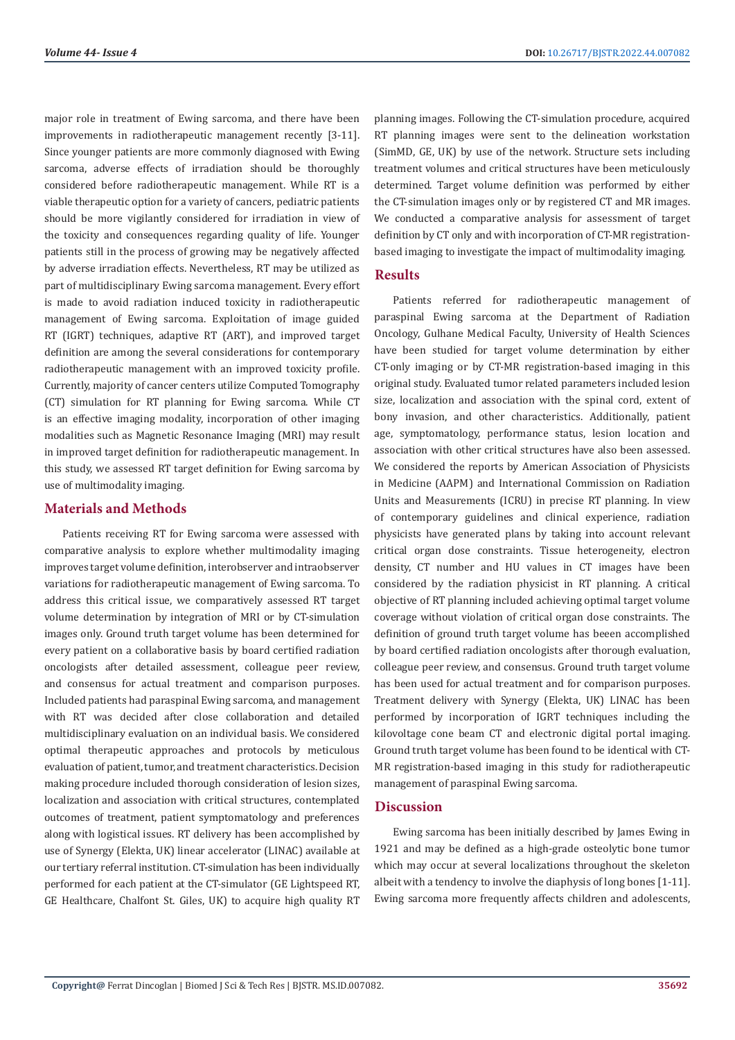major role in treatment of Ewing sarcoma, and there have been improvements in radiotherapeutic management recently [3-11]. Since younger patients are more commonly diagnosed with Ewing sarcoma, adverse effects of irradiation should be thoroughly considered before radiotherapeutic management. While RT is a viable therapeutic option for a variety of cancers, pediatric patients should be more vigilantly considered for irradiation in view of the toxicity and consequences regarding quality of life. Younger patients still in the process of growing may be negatively affected by adverse irradiation effects. Nevertheless, RT may be utilized as part of multidisciplinary Ewing sarcoma management. Every effort is made to avoid radiation induced toxicity in radiotherapeutic management of Ewing sarcoma. Exploitation of image guided RT (IGRT) techniques, adaptive RT (ART), and improved target definition are among the several considerations for contemporary radiotherapeutic management with an improved toxicity profile. Currently, majority of cancer centers utilize Computed Tomography (CT) simulation for RT planning for Ewing sarcoma. While CT is an effective imaging modality, incorporation of other imaging modalities such as Magnetic Resonance Imaging (MRI) may result in improved target definition for radiotherapeutic management. In this study, we assessed RT target definition for Ewing sarcoma by use of multimodality imaging.

## Materials and Methods

Patients receiving RT for Ewing sarcoma were assessed with comparative analysis to explore whether multimodality imaging improves target volume definition, interobserver and intraobserver variations for radiotherapeutic management of Ewing sarcoma. To address this critical issue, we comparatively assessed RT target volume determination by integration of MRI or by CT-simulation images only. Ground truth target volume has been determined for every patient on a collaborative basis by board certified radiation oncologists after detailed assessment, colleague peer review, and consensus for actual treatment and comparison purposes. Included patients had paraspinal Ewing sarcoma, and management with RT was decided after close collaboration and detailed multidisciplinary evaluation on an individual basis. We considered optimal therapeutic approaches and protocols by meticulous evaluation of patient, tumor, and treatment characteristics. Decision making procedure included thorough consideration of lesion sizes, localization and association with critical structures, contemplated outcomes of treatment, patient symptomatology and preferences along with logistical issues. RT delivery has been accomplished by use of Synergy (Elekta, UK) linear accelerator (LINAC) available at our tertiary referral institution. CT-simulation has been individually performed for each patient at the CT-simulator (GE Lightspeed RT, GE Healthcare, Chalfont St. Giles, UK) to acquire high quality RT planning images. Following the CT-simulation procedure, acquired RT planning images were sent to the delineation workstation (SimMD, GE, UK) by use of the network. Structure sets including treatment volumes and critical structures have been meticulously determined. Target volume definition was performed by either the CT-simulation images only or by registered CT and MR images. We conducted a comparative analysis for assessment of target definition by CT only and with incorporation of CT-MR registration-based imaging to investigate the impact of multimodality imaging.

## Results

Patients referred for radiotherapeutic management of paraspinal Ewing sarcoma at the Department of Radiation Oncology, Gulhane Medical Faculty, University of Health Sciences have been studied for target volume determination by either CT-only imaging or by CT-MR registration-based imaging in this original study. Evaluated tumor related parameters included lesion size, localization and association with the spinal cord, extent of bony invasion, and other characteristics. Additionally, patient age, symptomatology, performance status, lesion location and association with other critical structures have also been assessed. We considered the reports by American Association of Physicists in Medicine (AAPM) and International Commission on Radiation Units and Measurements (ICRU) in precise RT planning. In view of contemporary guidelines and clinical experience, radiation physicists have generated plans by taking into account relevant critical organ dose constraints. Tissue heterogeneity, electron density, CT number and HU values in CT images have been considered by the radiation physicist in RT planning. A critical objective of RT planning included achieving optimal target volume coverage without violation of critical organ dose constraints. The definition of ground truth target volume has beeen accomplished by board certified radiation oncologists after thorough evaluation, colleague peer review, and consensus. Ground truth target volume has been used for actual treatment and for comparison purposes. Treatment delivery with Synergy (Elekta, UK) LINAC has been performed by incorporation of IGRT techniques including the kilovoltage cone beam CT and electronic digital portal imaging. Ground truth target volume has been found to be identical with CT-MR registration-based imaging in this study for radiotherapeutic management of paraspinal Ewing sarcoma.

## Discussion

Ewing sarcoma has been initially described by James Ewing in 1921 and may be defined as a high-grade osteolytic bone tumor which may occur at several localizations throughout the skeleton albeit with a tendency to involve the diaphysis of long bones [1-11]. Ewing sarcoma more frequently affects children and adolescents,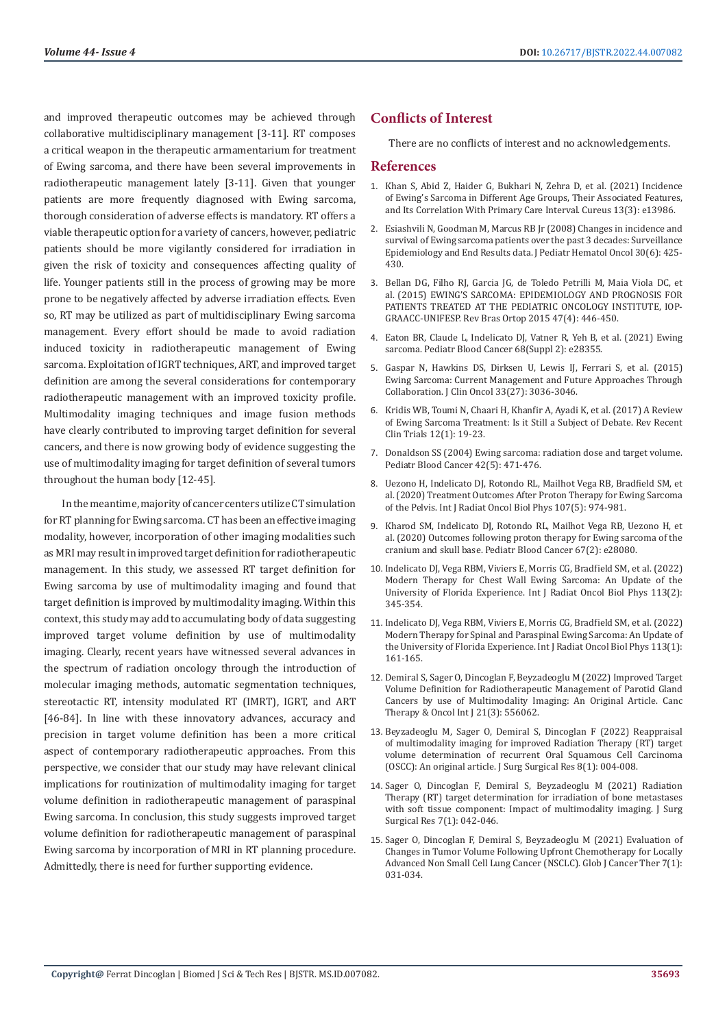and improved therapeutic outcomes may be achieved through collaborative multidisciplinary management [3-11]. RT composes a critical weapon in the therapeutic armamentarium for treatment of Ewing sarcoma, and there have been several improvements in radiotherapeutic management lately [3-11]. Given that younger patients are more frequently diagnosed with Ewing sarcoma, thorough consideration of adverse effects is mandatory. RT offers a viable therapeutic option for a variety of cancers, however, pediatric patients should be more vigilantly considered for irradiation in given the risk of toxicity and consequences affecting quality of life. Younger patients still in the process of growing may be more prone to be negatively affected by adverse irradiation effects. Even so, RT may be utilized as part of multidisciplinary Ewing sarcoma management. Every effort should be made to avoid radiation induced toxicity in radiotherapeutic management of Ewing sarcoma. Exploitation of IGRT techniques, ART, and improved target definition are among the several considerations for contemporary radiotherapeutic management with an improved toxicity profile. Multimodality imaging techniques and image fusion methods have clearly contributed to improving target definition for several cancers, and there is now growing body of evidence suggesting the use of multimodality imaging for target definition of several tumors throughout the human body [12-45].

In the meantime, majority of cancer centers utilize CT simulation for RT planning for Ewing sarcoma. CT has been an effective imaging modality, however, incorporation of other imaging modalities such as MRI may result in improved target definition for radiotherapeutic management. In this study, we assessed RT target definition for Ewing sarcoma by use of multimodality imaging and found that target definition is improved by multimodality imaging. Within this context, this study may add to accumulating body of data suggesting improved target volume definition by use of multimodality imaging. Clearly, recent years have witnessed several advances in the spectrum of radiation oncology through the introduction of molecular imaging methods, automatic segmentation techniques, stereotactic RT, intensity modulated RT (IMRT), IGRT, and ART [46-84]. In line with these innovatory advances, accuracy and precision in target volume definition has been a more critical aspect of contemporary radiotherapeutic approaches. From this perspective, we consider that our study may have relevant clinical implications for routinization of multimodality imaging for target volume definition in radiotherapeutic management of paraspinal Ewing sarcoma. In conclusion, this study suggests improved target volume definition for radiotherapeutic management of paraspinal Ewing sarcoma by incorporation of MRI in RT planning procedure. Admittedly, there is need for further supporting evidence.

## Conflicts of Interest

There are no conflicts of interest and no acknowledgements.

## References

1. Khan S, Abid Z, Haider G, Bukhari N, Zehra D, et al. (2021) Incidence of Ewing's Sarcoma in Different Age Groups, Their Associated Features, and Its Correlation With Primary Care Interval. Cureus 13(3): e13986.
2. Esiashvili N, Goodman M, Marcus RB Jr (2008) Changes in incidence and survival of Ewing sarcoma patients over the past 3 decades: Surveillance Epidemiology and End Results data. J Pediatr Hematol Oncol 30(6): 425-430.
3. Bellan DG, Filho RJ, Garcia JG, de Toledo Petrilli M, Maia Viola DC, et al. (2015) EWING'S SARCOMA: EPIDEMIOLOGY AND PROGNOSIS FOR PATIENTS TREATED AT THE PEDIATRIC ONCOLOGY INSTITUTE, IOP-GRAACC-UNIFESP. Rev Bras Ortop 2015 47(4): 446-450.
4. Eaton BR, Claude L, Indelicato DJ, Vatner R, Yeh B, et al. (2021) Ewing sarcoma. Pediatr Blood Cancer 68(Suppl 2): e28355.
5. Gaspar N, Hawkins DS, Dirksen U, Lewis IJ, Ferrari S, et al. (2015) Ewing Sarcoma: Current Management and Future Approaches Through Collaboration. J Clin Oncol 33(27): 3036-3046.
6. Kridis WB, Toumi N, Chaari H, Khanfir A, Ayadi K, et al. (2017) A Review of Ewing Sarcoma Treatment: Is it Still a Subject of Debate. Rev Recent Clin Trials 12(1): 19-23.
7. Donaldson SS (2004) Ewing sarcoma: radiation dose and target volume. Pediatr Blood Cancer 42(5): 471-476.
8. Uezono H, Indelicato DJ, Rotondo RL, Mailhot Vega RB, Bradfield SM, et al. (2020) Treatment Outcomes After Proton Therapy for Ewing Sarcoma of the Pelvis. Int J Radiat Oncol Biol Phys 107(5): 974-981.
9. Kharod SM, Indelicato DJ, Rotondo RL, Mailhot Vega RB, Uezono H, et al. (2020) Outcomes following proton therapy for Ewing sarcoma of the cranium and skull base. Pediatr Blood Cancer 67(2): e28080.
10. Indelicato DJ, Vega RBM, Viviers E, Morris CG, Bradfield SM, et al. (2022) Modern Therapy for Chest Wall Ewing Sarcoma: An Update of the University of Florida Experience. Int J Radiat Oncol Biol Phys 113(2): 345-354.
11. Indelicato DJ, Vega RBM, Viviers E, Morris CG, Bradfield SM, et al. (2022) Modern Therapy for Spinal and Paraspinal Ewing Sarcoma: An Update of the University of Florida Experience. Int J Radiat Oncol Biol Phys 113(1): 161-165.
12. Demiral S, Sager O, Dincoglan F, Beyzadeoglu M (2022) Improved Target Volume Definition for Radiotherapeutic Management of Parotid Gland Cancers by use of Multimodality Imaging: An Original Article. Canc Therapy & Oncol Int J 21(3): 556062.
13. Beyzadeoglu M, Sager O, Demiral S, Dincoglan F (2022) Reappraisal of multimodality imaging for improved Radiation Therapy (RT) target volume determination of recurrent Oral Squamous Cell Carcinoma (OSCC): An original article. J Surg Surgical Res 8(1): 004-008.
14. Sager O, Dincoglan F, Demiral S, Beyzadeoglu M (2021) Radiation Therapy (RT) target determination for irradiation of bone metastases with soft tissue component: Impact of multimodality imaging. J Surg Surgical Res 7(1): 042-046.
15. Sager O, Dincoglan F, Demiral S, Beyzadeoglu M (2021) Evaluation of Changes in Tumor Volume Following Upfront Chemotherapy for Locally Advanced Non Small Cell Lung Cancer (NSCLC). Glob J Cancer Ther 7(1): 031-034.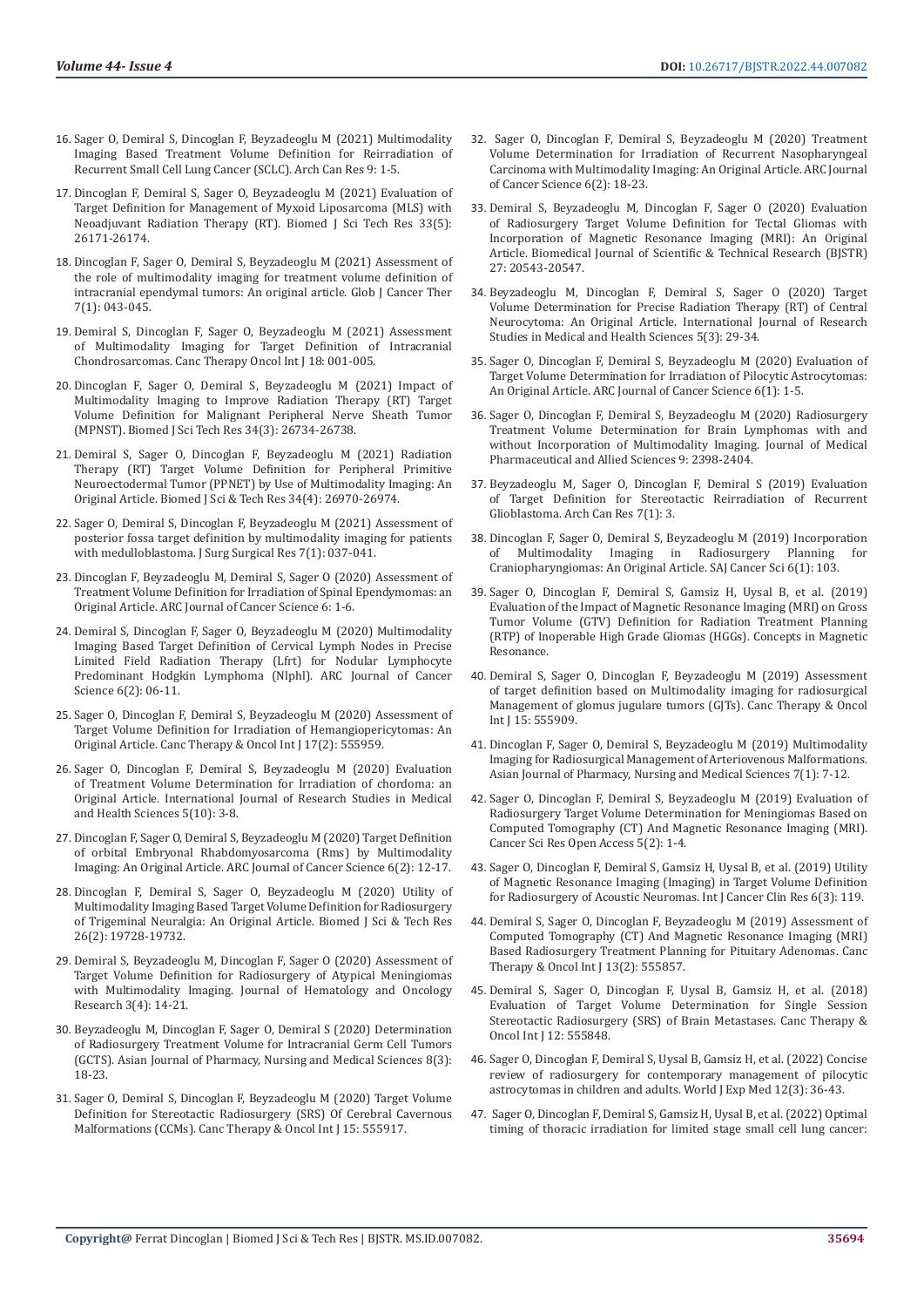16. Sager O, Demiral S, Dincoglan F, Beyzadeoglu M (2021) Multimodality Imaging Based Treatment Volume Definition for Reirradiation of Recurrent Small Cell Lung Cancer (SCLC). Arch Can Res 9: 1-5.
17. Dincoglan F, Demiral S, Sager O, Beyzadeoglu M (2021) Evaluation of Target Definition for Management of Myxoid Liposarcoma (MLS) with Neoadjuvant Radiation Therapy (RT). Biomed J Sci Tech Res 33(5): 26171-26174.
18. Dincoglan F, Sager O, Demiral S, Beyzadeoglu M (2021) Assessment of the role of multimodality imaging for treatment volume definition of intracranial ependymal tumors: An original article. Glob J Cancer Ther 7(1): 043-045.
19. Demiral S, Dincoglan F, Sager O, Beyzadeoglu M (2021) Assessment of Multimodality Imaging for Target Definition of Intracranial Chondrosarcomas. Canc Therapy Oncol Int J 18: 001-005.
20. Dincoglan F, Sager O, Demiral S, Beyzadeoglu M (2021) Impact of Multimodality Imaging to Improve Radiation Therapy (RT) Target Volume Definition for Malignant Peripheral Nerve Sheath Tumor (MPNST). Biomed J Sci Tech Res 34(3): 26734-26738.
21. Demiral S, Sager O, Dincoglan F, Beyzadeoglu M (2021) Radiation Therapy (RT) Target Volume Definition for Peripheral Primitive Neuroectodermal Tumor (PPNET) by Use of Multimodality Imaging: An Original Article. Biomed J Sci & Tech Res 34(4): 26970-26974.
22. Sager O, Demiral S, Dincoglan F, Beyzadeoglu M (2021) Assessment of posterior fossa target definition by multimodality imaging for patients with medulloblastoma. J Surg Surgical Res 7(1): 037-041.
23. Dincoglan F, Beyzadeoglu M, Demiral S, Sager O (2020) Assessment of Treatment Volume Definition for Irradiation of Spinal Ependymomas: an Original Article. ARC Journal of Cancer Science 6: 1-6.
24. Demiral S, Dincoglan F, Sager O, Beyzadeoglu M (2020) Multimodality Imaging Based Target Definition of Cervical Lymph Nodes in Precise Limited Field Radiation Therapy (Lfrt) for Nodular Lymphocyte Predominant Hodgkin Lymphoma (Nlphl). ARC Journal of Cancer Science 6(2): 06-11.
25. Sager O, Dincoglan F, Demiral S, Beyzadeoglu M (2020) Assessment of Target Volume Definition for Irradiation of Hemangiopericytomas: An Original Article. Canc Therapy & Oncol Int J 17(2): 555959.
26. Sager O, Dincoglan F, Demiral S, Beyzadeoglu M (2020) Evaluation of Treatment Volume Determination for Irradiation of chordoma: an Original Article. International Journal of Research Studies in Medical and Health Sciences 5(10): 3-8.
27. Dincoglan F, Sager O, Demiral S, Beyzadeoglu M (2020) Target Definition of orbital Embryonal Rhabdomyosarcoma (Rms) by Multimodality Imaging: An Original Article. ARC Journal of Cancer Science 6(2): 12-17.
28. Dincoglan F, Demiral S, Sager O, Beyzadeoglu M (2020) Utility of Multimodality Imaging Based Target Volume Definition for Radiosurgery of Trigeminal Neuralgia: An Original Article. Biomed J Sci & Tech Res 26(2): 19728-19732.
29. Demiral S, Beyzadeoglu M, Dincoglan F, Sager O (2020) Assessment of Target Volume Definition for Radiosurgery of Atypical Meningiomas with Multimodality Imaging. Journal of Hematology and Oncology Research 3(4): 14-21.
30. Beyzadeoglu M, Dincoglan F, Sager O, Demiral S (2020) Determination of Radiosurgery Treatment Volume for Intracranial Germ Cell Tumors (GCTS). Asian Journal of Pharmacy, Nursing and Medical Sciences 8(3): 18-23.
31. Sager O, Demiral S, Dincoglan F, Beyzadeoglu M (2020) Target Volume Definition for Stereotactic Radiosurgery (SRS) Of Cerebral Cavernous Malformations (CCMs). Canc Therapy & Oncol Int J 15: 555917.
32. Sager O, Dincoglan F, Demiral S, Beyzadeoglu M (2020) Treatment Volume Determination for Irradiation of Recurrent Nasopharyngeal Carcinoma with Multimodality Imaging: An Original Article. ARC Journal of Cancer Science 6(2): 18-23.
33. Demiral S, Beyzadeoglu M, Dincoglan F, Sager O (2020) Evaluation of Radiosurgery Target Volume Definition for Tectal Gliomas with Incorporation of Magnetic Resonance Imaging (MRI): An Original Article. Biomedical Journal of Scientific & Technical Research (BJSTR) 27: 20543-20547.
34. Beyzadeoglu M, Dincoglan F, Demiral S, Sager O (2020) Target Volume Determination for Precise Radiation Therapy (RT) of Central Neurocytoma: An Original Article. International Journal of Research Studies in Medical and Health Sciences 5(3): 29-34.
35. Sager O, Dincoglan F, Demiral S, Beyzadeoglu M (2020) Evaluation of Target Volume Determination for Irradiation of Pilocytic Astrocytomas: An Original Article. ARC Journal of Cancer Science 6(1): 1-5.
36. Sager O, Dincoglan F, Demiral S, Beyzadeoglu M (2020) Radiosurgery Treatment Volume Determination for Brain Lymphomas with and without Incorporation of Multimodality Imaging. Journal of Medical Pharmaceutical and Allied Sciences 9: 2398-2404.
37. Beyzadeoglu M, Sager O, Dincoglan F, Demiral S (2019) Evaluation of Target Definition for Stereotactic Reirradiation of Recurrent Glioblastoma. Arch Can Res 7(1): 3.
38. Dincoglan F, Sager O, Demiral S, Beyzadeoglu M (2019) Incorporation of Multimodality Imaging in Radiosurgery Planning for Craniopharyngiomas: An Original Article. SAJ Cancer Sci 6(1): 103.
39. Sager O, Dincoglan F, Demiral S, Gamsiz H, Uysal B, et al. (2019) Evaluation of the Impact of Magnetic Resonance Imaging (MRI) on Gross Tumor Volume (GTV) Definition for Radiation Treatment Planning (RTP) of Inoperable High Grade Gliomas (HGGs). Concepts in Magnetic Resonance.
40. Demiral S, Sager O, Dincoglan F, Beyzadeoglu M (2019) Assessment of target definition based on Multimodality imaging for radiosurgical Management of glomus jugulare tumors (GJTs). Canc Therapy & Oncol Int J 15: 555909.
41. Dincoglan F, Sager O, Demiral S, Beyzadeoglu M (2019) Multimodality Imaging for Radiosurgical Management of Arteriovenous Malformations. Asian Journal of Pharmacy, Nursing and Medical Sciences 7(1): 7-12.
42. Sager O, Dincoglan F, Demiral S, Beyzadeoglu M (2019) Evaluation of Radiosurgery Target Volume Determination for Meningiomas Based on Computed Tomography (CT) And Magnetic Resonance Imaging (MRI). Cancer Sci Res Open Access 5(2): 1-4.
43. Sager O, Dincoglan F, Demiral S, Gamsiz H, Uysal B, et al. (2019) Utility of Magnetic Resonance Imaging (Imaging) in Target Volume Definition for Radiosurgery of Acoustic Neuromas. Int J Cancer Clin Res 6(3): 119.
44. Demiral S, Sager O, Dincoglan F, Beyzadeoglu M (2019) Assessment of Computed Tomography (CT) And Magnetic Resonance Imaging (MRI) Based Radiosurgery Treatment Planning for Pituitary Adenomas. Canc Therapy & Oncol Int J 13(2): 555857.
45. Demiral S, Sager O, Dincoglan F, Uysal B, Gamsiz H, et al. (2018) Evaluation of Target Volume Determination for Single Session Stereotactic Radiosurgery (SRS) of Brain Metastases. Canc Therapy & Oncol Int J 12: 555848.
46. Sager O, Dincoglan F, Demiral S, Uysal B, Gamsiz H, et al. (2022) Concise review of radiosurgery for contemporary management of pilocytic astrocytomas in children and adults. World J Exp Med 12(3): 36-43.
47. Sager O, Dincoglan F, Demiral S, Gamsiz H, Uysal B, et al. (2022) Optimal timing of thoracic irradiation for limited stage small cell lung cancer: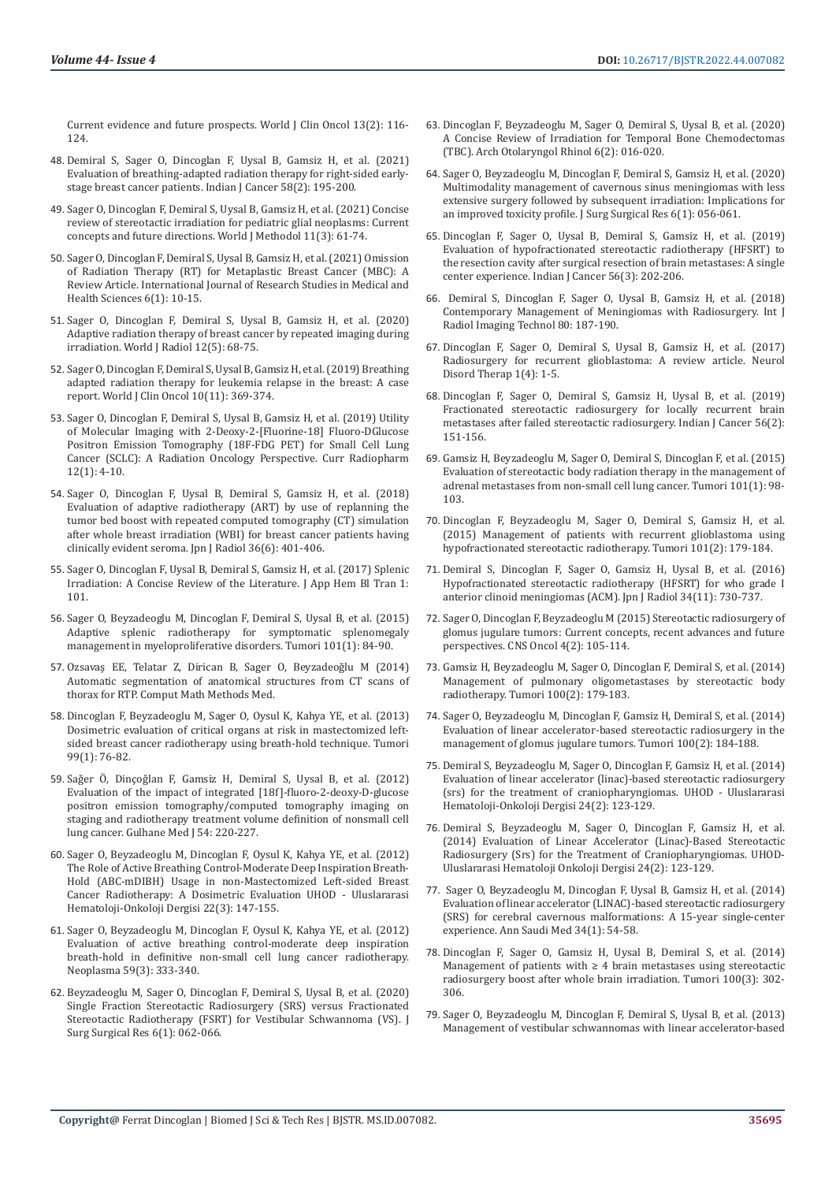Current evidence and future prospects. World J Clin Oncol 13(2): 116-124.

48. Demiral S, Sager O, Dincoglan F, Uysal B, Gamsiz H, et al. (2021) Evaluation of breathing-adapted radiation therapy for right-sided early-stage breast cancer patients. Indian J Cancer 58(2): 195-200.

49. Sager O, Dincoglan F, Demiral S, Uysal B, Gamsiz H, et al. (2021) Concise review of stereotactic irradiation for pediatric glial neoplasms: Current concepts and future directions. World J Methodol 11(3): 61-74.

50. Sager O, Dincoglan F, Demiral S, Uysal B, Gamsiz H, et al. (2021) Omission of Radiation Therapy (RT) for Metaplastic Breast Cancer (MBC): A Review Article. International Journal of Research Studies in Medical and Health Sciences 6(1): 10-15.

51. Sager O, Dincoglan F, Demiral S, Uysal B, Gamsiz H, et al. (2020) Adaptive radiation therapy of breast cancer by repeated imaging during irradiation. World J Radiol 12(5): 68-75.

52. Sager O, Dincoglan F, Demiral S, Uysal B, Gamsiz H, et al. (2019) Breathing adapted radiation therapy for leukemia relapse in the breast: A case report. World J Clin Oncol 10(11): 369-374.

53. Sager O, Dincoglan F, Demiral S, Uysal B, Gamsiz H, et al. (2019) Utility of Molecular Imaging with 2-Deoxy-2-[Fluorine-18] Fluoro-DGlucose Positron Emission Tomography (18F-FDG PET) for Small Cell Lung Cancer (SCLC): A Radiation Oncology Perspective. Curr Radiopharm 12(1): 4-10.

54. Sager O, Dincoglan F, Uysal B, Demiral S, Gamsiz H, et al. (2018) Evaluation of adaptive radiotherapy (ART) by use of replanning the tumor bed boost with repeated computed tomography (CT) simulation after whole breast irradiation (WBI) for breast cancer patients having clinically evident seroma. Jpn J Radiol 36(6): 401-406.

55. Sager O, Dincoglan F, Uysal B, Demiral S, Gamsiz H, et al. (2017) Splenic Irradiation: A Concise Review of the Literature. J App Hem Bl Tran 1: 101.

56. Sager O, Beyzadeoglu M, Dincoglan F, Demiral S, Uysal B, et al. (2015) Adaptive splenic radiotherapy for symptomatic splenomegaly management in myeloproliferative disorders. Tumori 101(1): 84-90.

57. Ozsavaş EE, Telatar Z, Dirican B, Sager O, Beyzadeoğlu M (2014) Automatic segmentation of anatomical structures from CT scans of thorax for RTP. Comput Math Methods Med.

58. Dincoglan F, Beyzadeoglu M, Sager O, Oysul K, Kahya YE, et al. (2013) Dosimetric evaluation of critical organs at risk in mastectomized left-sided breast cancer radiotherapy using breath-hold technique. Tumori 99(1): 76-82.

59. Sağer Ö, Dinçoğlan F, Gamsiz H, Demiral S, Uysal B, et al. (2012) Evaluation of the impact of integrated [18f]-fluoro-2-deoxy-D-glucose positron emission tomography/computed tomography imaging on staging and radiotherapy treatment volume definition of nonsmall cell lung cancer. Gulhane Med J 54: 220-227.

60. Sager O, Beyzadeoglu M, Dincoglan F, Oysul K, Kahya YE, et al. (2012) The Role of Active Breathing Control-Moderate Deep Inspiration Breath-Hold (ABC-mDIBH) Usage in non-Mastectomized Left-sided Breast Cancer Radiotherapy: A Dosimetric Evaluation UHOD - Uluslararasi Hematoloji-Onkoloji Dergisi 22(3): 147-155.

61. Sager O, Beyzadeoglu M, Dincoglan F, Oysul K, Kahya YE, et al. (2012) Evaluation of active breathing control-moderate deep inspiration breath-hold in definitive non-small cell lung cancer radiotherapy. Neoplasma 59(3): 333-340.

62. Beyzadeoglu M, Sager O, Dincoglan F, Demiral S, Uysal B, et al. (2020) Single Fraction Stereotactic Radiosurgery (SRS) versus Fractionated Stereotactic Radiotherapy (FSRT) for Vestibular Schwannoma (VS). J Surg Surgical Res 6(1): 062-066.

63. Dincoglan F, Beyzadeoglu M, Sager O, Demiral S, Uysal B, et al. (2020) A Concise Review of Irradiation for Temporal Bone Chemodectomas (TBC). Arch Otolaryngol Rhinol 6(2): 016-020.

64. Sager O, Beyzadeoglu M, Dincoglan F, Demiral S, Gamsiz H, et al. (2020) Multimodality management of cavernous sinus meningiomas with less extensive surgery followed by subsequent irradiation: Implications for an improved toxicity profile. J Surg Surgical Res 6(1): 056-061.

65. Dincoglan F, Sager O, Uysal B, Demiral S, Gamsiz H, et al. (2019) Evaluation of hypofractionated stereotactic radiotherapy (HFSRT) to the resection cavity after surgical resection of brain metastases: A single center experience. Indian J Cancer 56(3): 202-206.

66. Demiral S, Dincoglan F, Sager O, Uysal B, Gamsiz H, et al. (2018) Contemporary Management of Meningiomas with Radiosurgery. Int J Radiol Imaging Technol 80: 187-190.

67. Dincoglan F, Sager O, Demiral S, Uysal B, Gamsiz H, et al. (2017) Radiosurgery for recurrent glioblastoma: A review article. Neurol Disord Therap 1(4): 1-5.

68. Dincoglan F, Sager O, Demiral S, Gamsiz H, Uysal B, et al. (2019) Fractionated stereotactic radiosurgery for locally recurrent brain metastases after failed stereotactic radiosurgery. Indian J Cancer 56(2): 151-156.

69. Gamsiz H, Beyzadeoglu M, Sager O, Demiral S, Dincoglan F, et al. (2015) Evaluation of stereotactic body radiation therapy in the management of adrenal metastases from non-small cell lung cancer. Tumori 101(1): 98-103.

70. Dincoglan F, Beyzadeoglu M, Sager O, Demiral S, Gamsiz H, et al. (2015) Management of patients with recurrent glioblastoma using hypofractionated stereotactic radiotherapy. Tumori 101(2): 179-184.

71. Demiral S, Dincoglan F, Sager O, Gamsiz H, Uysal B, et al. (2016) Hypofractionated stereotactic radiotherapy (HFSRT) for who grade I anterior clinoid meningiomas (ACM). Jpn J Radiol 34(11): 730-737.

72. Sager O, Dincoglan F, Beyzadeoglu M (2015) Stereotactic radiosurgery of glomus jugulare tumors: Current concepts, recent advances and future perspectives. CNS Oncol 4(2): 105-114.

73. Gamsiz H, Beyzadeoglu M, Sager O, Dincoglan F, Demiral S, et al. (2014) Management of pulmonary oligometastases by stereotactic body radiotherapy. Tumori 100(2): 179-183.

74. Sager O, Beyzadeoglu M, Dincoglan F, Gamsiz H, Demiral S, et al. (2014) Evaluation of linear accelerator-based stereotactic radiosurgery in the management of glomus jugulare tumors. Tumori 100(2): 184-188.

75. Demiral S, Beyzadeoglu M, Sager O, Dincoglan F, Gamsiz H, et al. (2014) Evaluation of linear accelerator (linac)-based stereotactic radiosurgery (srs) for the treatment of craniopharyngiomas. UHOD - Uluslararasi Hematoloji-Onkoloji Dergisi 24(2): 123-129.

76. Demiral S, Beyzadeoglu M, Sager O, Dincoglan F, Gamsiz H, et al. (2014) Evaluation of Linear Accelerator (Linac)-Based Stereotactic Radiosurgery (Srs) for the Treatment of Craniopharyngiomas. UHOD-Uluslararasi Hematoloji Onkoloji Dergisi 24(2): 123-129.

77. Sager O, Beyzadeoglu M, Dincoglan F, Uysal B, Gamsiz H, et al. (2014) Evaluation of linear accelerator (LINAC)-based stereotactic radiosurgery (SRS) for cerebral cavernous malformations: A 15-year single-center experience. Ann Saudi Med 34(1): 54-58.

78. Dincoglan F, Sager O, Gamsiz H, Uysal B, Demiral S, et al. (2014) Management of patients with ≥ 4 brain metastases using stereotactic radiosurgery boost after whole brain irradiation. Tumori 100(3): 302-306.

79. Sager O, Beyzadeoglu M, Dincoglan F, Demiral S, Uysal B, et al. (2013) Management of vestibular schwannomas with linear accelerator-based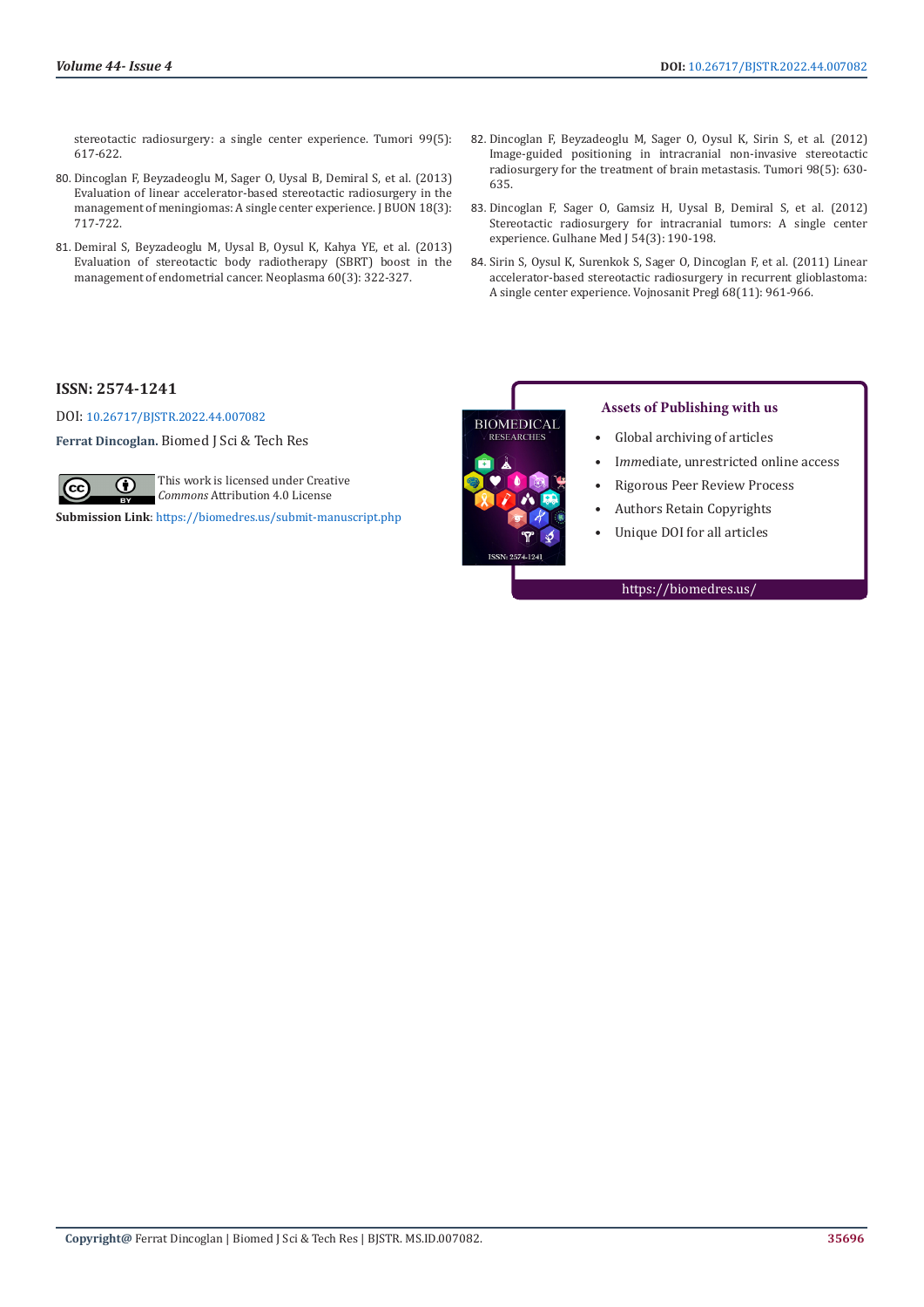stereotactic radiosurgery: a single center experience. Tumori 99(5): 617-622.

80. Dincoglan F, Beyzadeoglu M, Sager O, Uysal B, Demiral S, et al. (2013) Evaluation of linear accelerator-based stereotactic radiosurgery in the management of meningiomas: A single center experience. J BUON 18(3): 717-722.

81. Demiral S, Beyzadeoglu M, Uysal B, Oysul K, Kahya YE, et al. (2013) Evaluation of stereotactic body radiotherapy (SBRT) boost in the management of endometrial cancer. Neoplasma 60(3): 322-327.

82. Dincoglan F, Beyzadeoglu M, Sager O, Oysul K, Sirin S, et al. (2012) Image-guided positioning in intracranial non-invasive stereotactic radiosurgery for the treatment of brain metastasis. Tumori 98(5): 630-635.

83. Dincoglan F, Sager O, Gamsiz H, Uysal B, Demiral S, et al. (2012) Stereotactic radiosurgery for intracranial tumors: A single center experience. Gulhane Med J 54(3): 190-198.

84. Sirin S, Oysul K, Surenkok S, Sager O, Dincoglan F, et al. (2011) Linear accelerator-based stereotactic radiosurgery in recurrent glioblastoma: A single center experience. Vojnosanit Pregl 68(11): 961-966.

**ISSN: 2574-1241**

DOI: 10.26717/BJSTR.2022.44.007082

**Ferrat Dincoglan.** Biomed J Sci & Tech Res

This work is licensed under Creative *Commons* Attribution 4.0 License

**Submission Link**: https://biomedres.us/submit-manuscript.php

BIOMEDICAL RESEARCHES

ISSN: 2574-1241

**Assets of Publishing with us**

- Global archiving of articles
- Immediate, unrestricted online access
- Rigorous Peer Review Process
- Authors Retain Copyrights
- Unique DOI for all articles

https://biomedres.us/